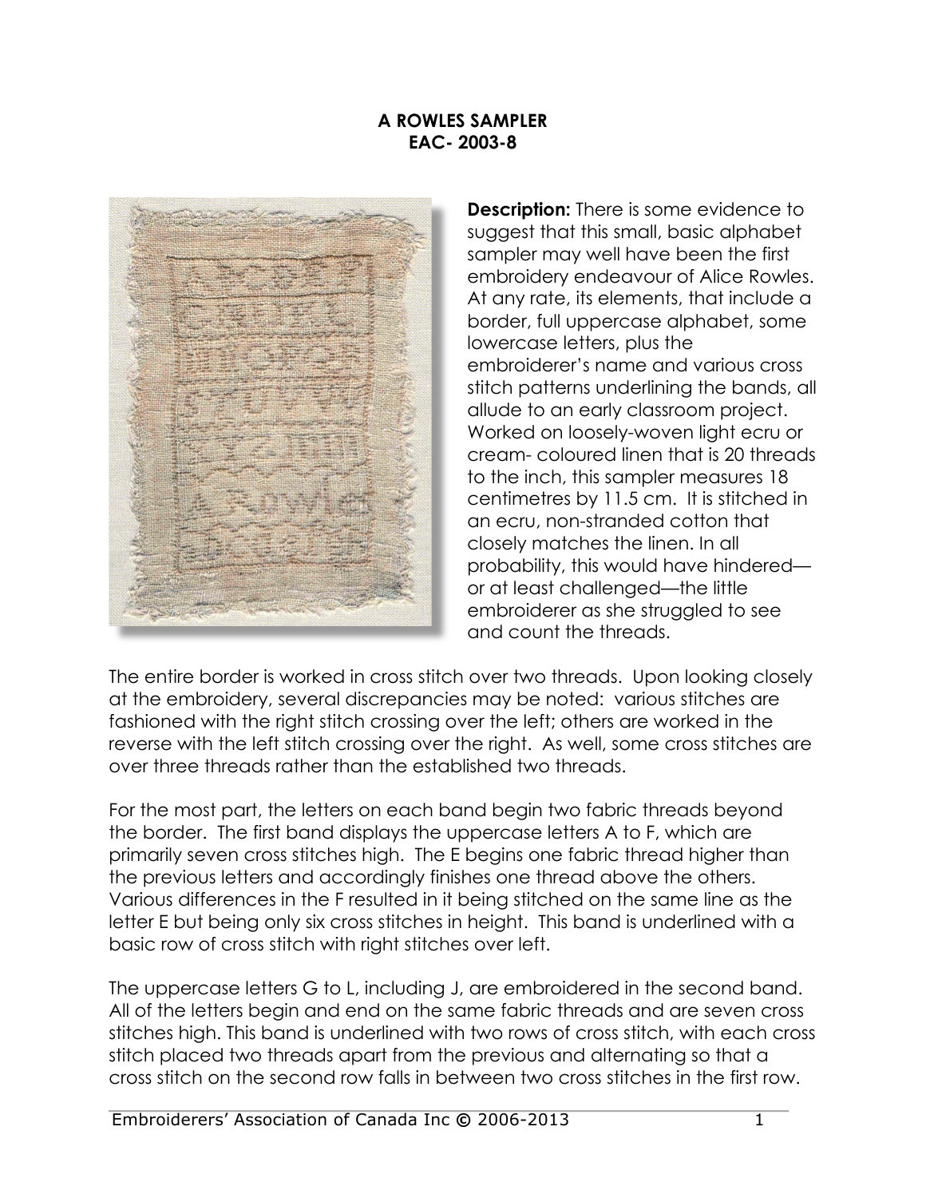# A ROWLES SAMPLER
## EAC- 2003-8

**Description:** There is some evidence to suggest that this small, basic alphabet sampler may well have been the first embroidery endeavour of Alice Rowles. At any rate, its elements, that include a border, full uppercase alphabet, some lowercase letters, plus the embroiderer's name and various cross stitch patterns underlining the bands, all allude to an early classroom project. Worked on loosely-woven light ecru or cream- coloured linen that is 20 threads to the inch, this sampler measures 18 centimetres by 11.5 cm. It is stitched in an ecru, non-stranded cotton that closely matches the linen. In all probability, this would have hindered—or at least challenged—the little embroiderer as she struggled to see and count the threads.

The entire border is worked in cross stitch over two threads. Upon looking closely at the embroidery, several discrepancies may be noted: various stitches are fashioned with the right stitch crossing over the left; others are worked in the reverse with the left stitch crossing over the right. As well, some cross stitches are over three threads rather than the established two threads.

For the most part, the letters on each band begin two fabric threads beyond the border. The first band displays the uppercase letters A to F, which are primarily seven cross stitches high. The E begins one fabric thread higher than the previous letters and accordingly finishes one thread above the others. Various differences in the F resulted in it being stitched on the same line as the letter E but being only six cross stitches in height. This band is underlined with a basic row of cross stitch with right stitches over left.

The uppercase letters G to L, including J, are embroidered in the second band. All of the letters begin and end on the same fabric threads and are seven cross stitches high. This band is underlined with two rows of cross stitch, with each cross stitch placed two threads apart from the previous and alternating so that a cross stitch on the second row falls in between two cross stitches in the first row.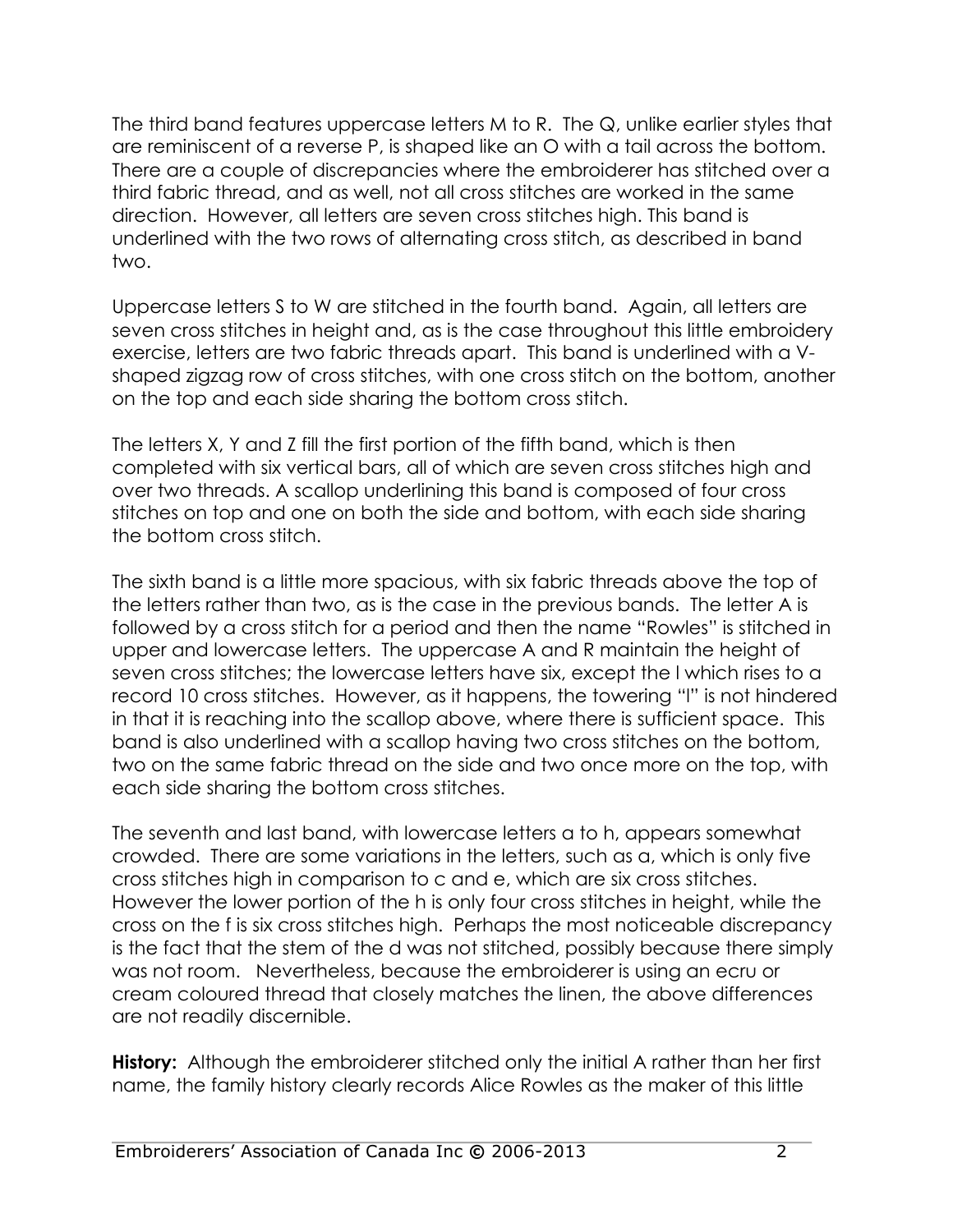The third band features uppercase letters M to R. The Q, unlike earlier styles that are reminiscent of a reverse P, is shaped like an O with a tail across the bottom. There are a couple of discrepancies where the embroiderer has stitched over a third fabric thread, and as well, not all cross stitches are worked in the same direction. However, all letters are seven cross stitches high. This band is underlined with the two rows of alternating cross stitch, as described in band two.

Uppercase letters S to W are stitched in the fourth band. Again, all letters are seven cross stitches in height and, as is the case throughout this little embroidery exercise, letters are two fabric threads apart. This band is underlined with a V-shaped zigzag row of cross stitches, with one cross stitch on the bottom, another on the top and each side sharing the bottom cross stitch.

The letters X, Y and Z fill the first portion of the fifth band, which is then completed with six vertical bars, all of which are seven cross stitches high and over two threads. A scallop underlining this band is composed of four cross stitches on top and one on both the side and bottom, with each side sharing the bottom cross stitch.

The sixth band is a little more spacious, with six fabric threads above the top of the letters rather than two, as is the case in the previous bands. The letter A is followed by a cross stitch for a period and then the name "Rowles" is stitched in upper and lowercase letters. The uppercase A and R maintain the height of seven cross stitches; the lowercase letters have six, except the l which rises to a record 10 cross stitches. However, as it happens, the towering "l" is not hindered in that it is reaching into the scallop above, where there is sufficient space. This band is also underlined with a scallop having two cross stitches on the bottom, two on the same fabric thread on the side and two once more on the top, with each side sharing the bottom cross stitches.

The seventh and last band, with lowercase letters a to h, appears somewhat crowded. There are some variations in the letters, such as a, which is only five cross stitches high in comparison to c and e, which are six cross stitches. However the lower portion of the h is only four cross stitches in height, while the cross on the f is six cross stitches high. Perhaps the most noticeable discrepancy is the fact that the stem of the d was not stitched, possibly because there simply was not room. Nevertheless, because the embroiderer is using an ecru or cream coloured thread that closely matches the linen, the above differences are not readily discernible.

**History:** Although the embroiderer stitched only the initial A rather than her first name, the family history clearly records Alice Rowles as the maker of this little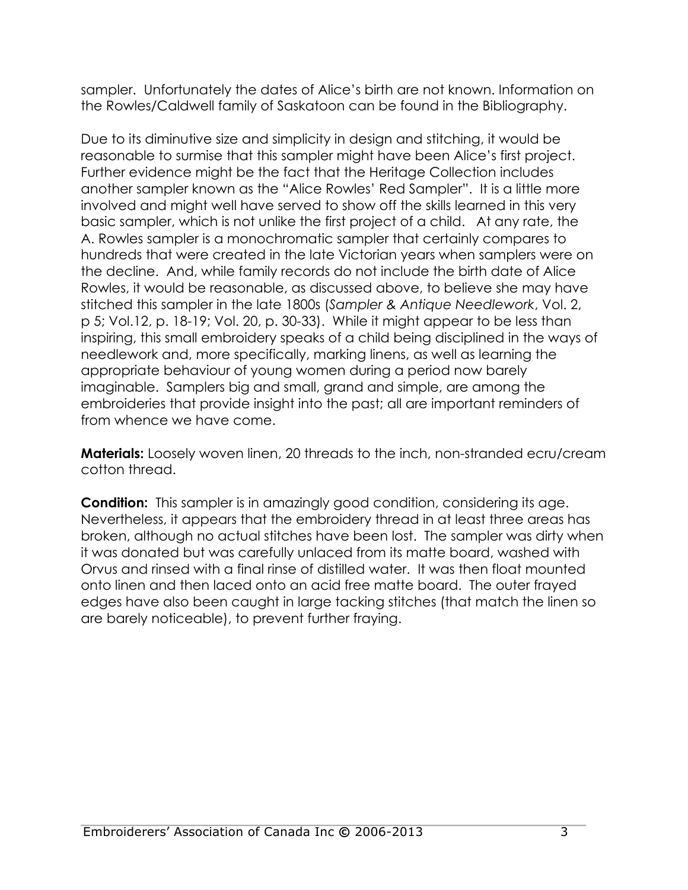sampler. Unfortunately the dates of Alice's birth are not known. Information on the Rowles/Caldwell family of Saskatoon can be found in the Bibliography.

Due to its diminutive size and simplicity in design and stitching, it would be reasonable to surmise that this sampler might have been Alice's first project. Further evidence might be the fact that the Heritage Collection includes another sampler known as the "Alice Rowles' Red Sampler". It is a little more involved and might well have served to show off the skills learned in this very basic sampler, which is not unlike the first project of a child. At any rate, the A. Rowles sampler is a monochromatic sampler that certainly compares to hundreds that were created in the late Victorian years when samplers were on the decline. And, while family records do not include the birth date of Alice Rowles, it would be reasonable, as discussed above, to believe she may have stitched this sampler in the late 1800s (*Sampler & Antique Needlework*, Vol. 2, p 5; Vol.12, p. 18-19; Vol. 20, p. 30-33). While it might appear to be less than inspiring, this small embroidery speaks of a child being disciplined in the ways of needlework and, more specifically, marking linens, as well as learning the appropriate behaviour of young women during a period now barely imaginable. Samplers big and small, grand and simple, are among the embroideries that provide insight into the past; all are important reminders of from whence we have come.

**Materials:** Loosely woven linen, 20 threads to the inch, non-stranded ecru/cream cotton thread.

**Condition:** This sampler is in amazingly good condition, considering its age. Nevertheless, it appears that the embroidery thread in at least three areas has broken, although no actual stitches have been lost. The sampler was dirty when it was donated but was carefully unlaced from its matte board, washed with Orvus and rinsed with a final rinse of distilled water. It was then float mounted onto linen and then laced onto an acid free matte board. The outer frayed edges have also been caught in large tacking stitches (that match the linen so are barely noticeable), to prevent further fraying.